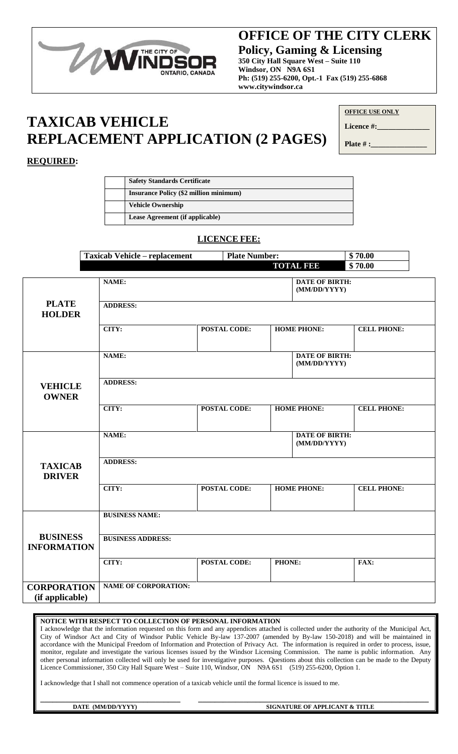# OFFICE OF THE CITY CLERK

**Policy, Gaming & Licensing**

**350 City Hall Square West – Suite 110**
**Windsor, ON N9A 6S1**
**Ph: (519) 255-6200, Opt.-1 Fax (519) 255-6868**
**www.citywindsor.ca**

# TAXICAB VEHICLE REPLACEMENT APPLICATION (2 PAGES)

| OFFICE USE ONLY |
|---|
| Licence #:______________ |
| Plate # :______________ |

**REQUIRED:**

| | |
|---|---|
| | Safety Standards Certificate |
| | Insurance Policy ($2 million minimum) |
| | Vehicle Ownership |
| | Lease Agreement (if applicable) |

**LICENCE FEE:**

| Taxicab Vehicle – replacement | Plate Number: | $ 70.00 |
|---|---|---|
| | TOTAL FEE | $ 70.00 |

| | | | | |
|---|---|---|---|---|
| **PLATE HOLDER** | NAME: | | DATE OF BIRTH: (MM/DD/YYYY) | |
| | ADDRESS: | | | |
| | CITY: | POSTAL CODE: | HOME PHONE: | CELL PHONE: |
| **VEHICLE OWNER** | NAME: | | DATE OF BIRTH: (MM/DD/YYYY) | |
| | ADDRESS: | | | |
| | CITY: | POSTAL CODE: | HOME PHONE: | CELL PHONE: |
| **TAXICAB DRIVER** | NAME: | | DATE OF BIRTH: (MM/DD/YYYY) | |
| | ADDRESS: | | | |
| | CITY: | POSTAL CODE: | HOME PHONE: | CELL PHONE: |
| **BUSINESS INFORMATION** | BUSINESS NAME: | | | |
| | BUSINESS ADDRESS: | | | |
| | CITY: | POSTAL CODE: | PHONE: | FAX: |
| **CORPORATION (if applicable)** | NAME OF CORPORATION: | | | |

**NOTICE WITH RESPECT TO COLLECTION OF PERSONAL INFORMATION**

I acknowledge that the information requested on this form and any appendices attached is collected under the authority of the Municipal Act, City of Windsor Act and City of Windsor Public Vehicle By-law 137-2007 (amended by By-law 150-2018) and will be maintained in accordance with the Municipal Freedom of Information and Protection of Privacy Act. The information is required in order to process, issue, monitor, regulate and investigate the various licenses issued by the Windsor Licensing Commission. The name is public information. Any other personal information collected will only be used for investigative purposes. Questions about this collection can be made to the Deputy Licence Commissioner, 350 City Hall Square West – Suite 110, Windsor, ON N9A 6S1 (519) 255-6200, Option 1.

I acknowledge that I shall not commence operation of a taxicab vehicle until the formal licence is issued to me.

_________________________________ _________________________________

**DATE (MM/DD/YYYY)** **SIGNATURE OF APPLICANT & TITLE**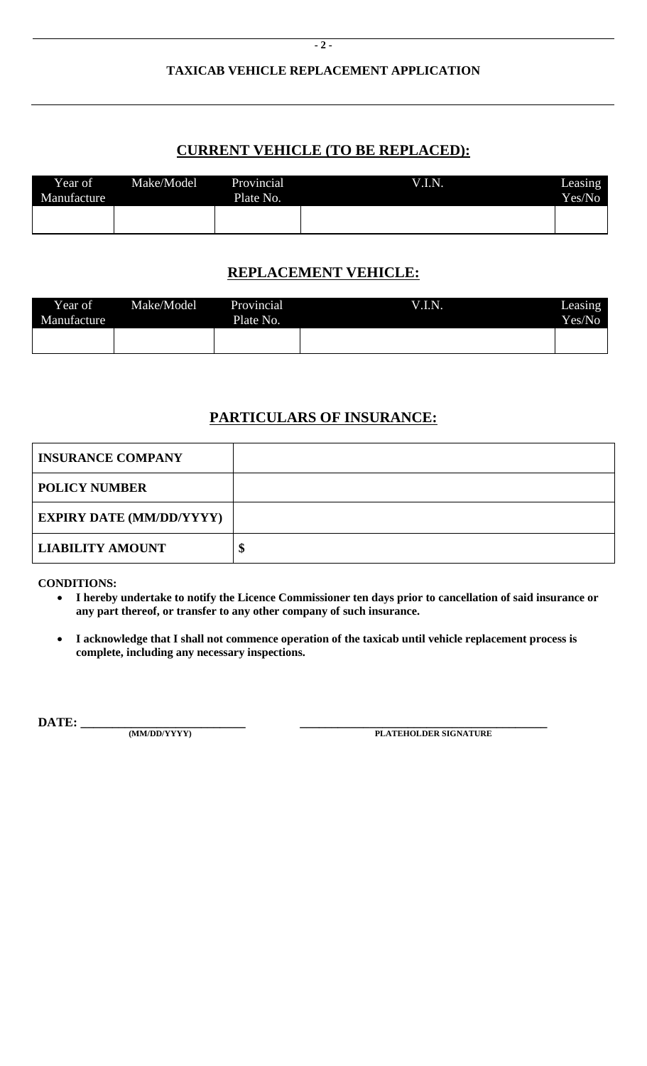**TAXICAB VEHICLE REPLACEMENT APPLICATION**

## CURRENT VEHICLE (TO BE REPLACED):

| Year of Manufacture | Make/Model | Provincial Plate No. | V.I.N. | Leasing Yes/No |
|---|---|---|---|---|
| | | | | |

## REPLACEMENT VEHICLE:

| Year of Manufacture | Make/Model | Provincial Plate No. | V.I.N. | Leasing Yes/No |
|---|---|---|---|---|
| | | | | |

## PARTICULARS OF INSURANCE:

| | |
|---|---|
| **INSURANCE COMPANY** | |
| **POLICY NUMBER** | |
| **EXPIRY DATE (MM/DD/YYYY)** | |
| **LIABILITY AMOUNT** | $ |

**CONDITIONS:**

- **I hereby undertake to notify the Licence Commissioner ten days prior to cancellation of said insurance or any part thereof, or transfer to any other company of such insurance.**
- **I acknowledge that I shall not commence operation of the taxicab until vehicle replacement process is complete, including any necessary inspections.**

**DATE:** ___________________________ (MM/DD/YYYY)

_________________________________________ **PLATEHOLDER SIGNATURE**